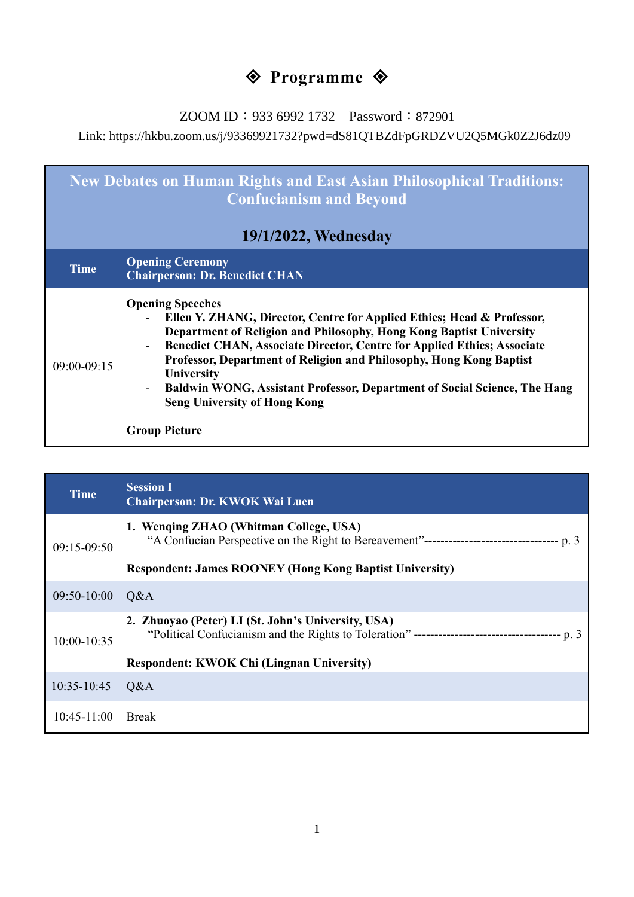# ◈ Programme ◈

ZOOM ID：933 6992 1732 Password：872901

Link: https://hkbu.zoom.us/j/93369921732?pwd=dS81QTBZdFpGRDZVU2Q5MGk0Z2J6dz09

## New Debates on Human Rights and East Asian Philosophical Traditions: Confucianism and Beyond

### 19/1/2022, Wednesday

| Time | Opening Ceremony<br>Chairperson: Dr. Benedict CHAN |
|---|---|
| 09:00-09:15 | **Opening Speeches**<br>- **Ellen Y. ZHANG, Director, Centre for Applied Ethics; Head & Professor, Department of Religion and Philosophy, Hong Kong Baptist University**<br>- **Benedict CHAN, Associate Director, Centre for Applied Ethics; Associate Professor, Department of Religion and Philosophy, Hong Kong Baptist University**<br>- **Baldwin WONG, Assistant Professor, Department of Social Science, The Hang Seng University of Hong Kong**<br><br>**Group Picture** |

| Time | Session I<br>Chairperson: Dr. KWOK Wai Luen |
|---|---|
| 09:15-09:50 | **1. Wenqing ZHAO (Whitman College, USA)**<br>"A Confucian Perspective on the Right to Bereavement"--------------------------------- p. 3<br><br>**Respondent: James ROONEY (Hong Kong Baptist University)** |
| 09:50-10:00 | Q&A |
| 10:00-10:35 | **2. Zhuoyao (Peter) LI (St. John's University, USA)**<br>"Political Confucianism and the Rights to Toleration" ------------------------------------ p. 3<br><br>**Respondent: KWOK Chi (Lingnan University)** |
| 10:35-10:45 | Q&A |
| 10:45-11:00 | Break |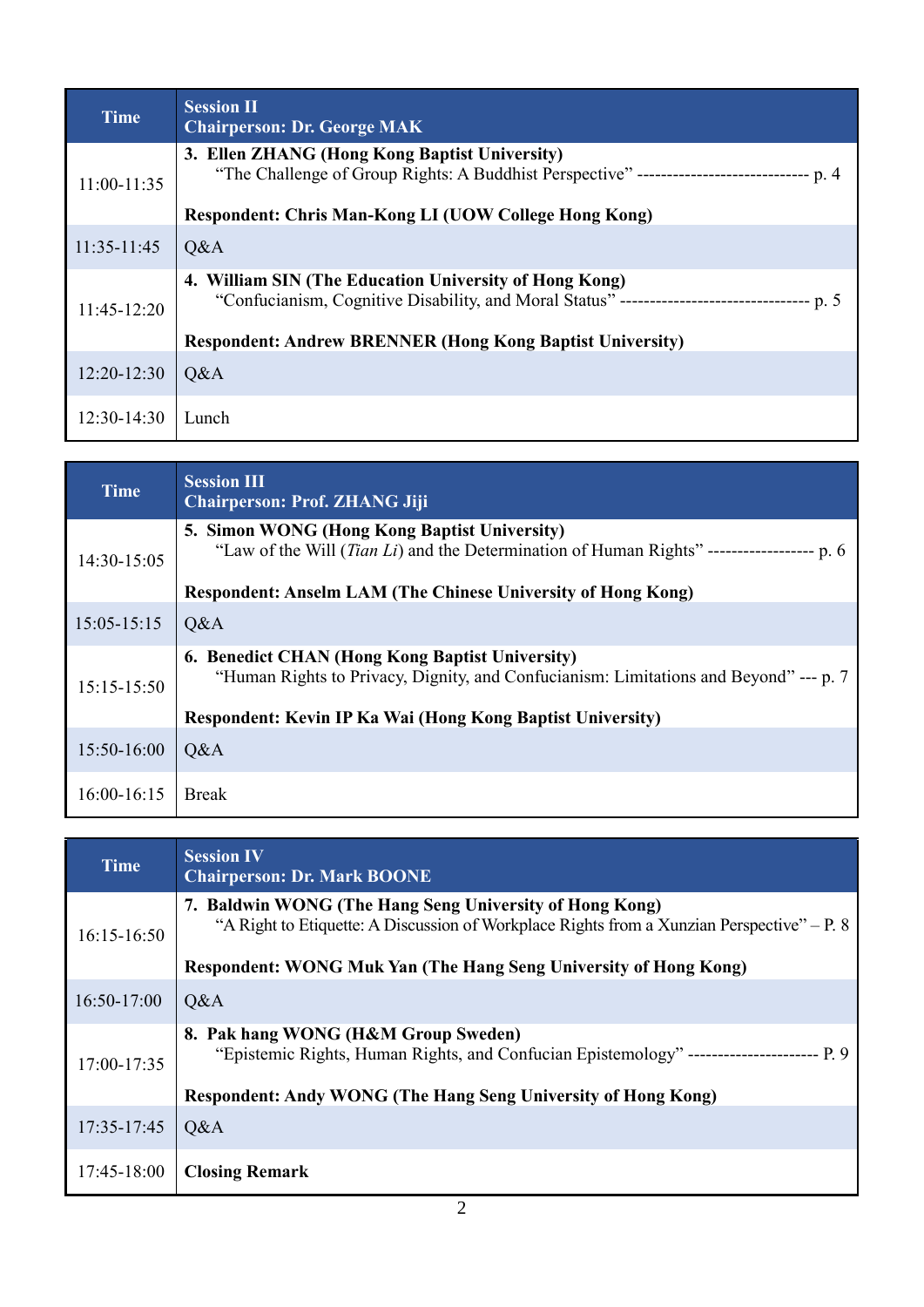| Time | Session II<br>**Chairperson: Dr. George MAK** |
|---|---|
| 11:00-11:35 | **3. Ellen ZHANG (Hong Kong Baptist University)**<br>"The Challenge of Group Rights: A Buddhist Perspective" ----------------------------- p. 4<br><br>**Respondent: Chris Man-Kong LI (UOW College Hong Kong)** |
| 11:35-11:45 | Q&A |
| 11:45-12:20 | **4. William SIN (The Education University of Hong Kong)**<br>"Confucianism, Cognitive Disability, and Moral Status" -------------------------------- p. 5<br><br>**Respondent: Andrew BRENNER (Hong Kong Baptist University)** |
| 12:20-12:30 | Q&A |
| 12:30-14:30 | Lunch |

| Time | Session III<br>**Chairperson: Prof. ZHANG Jiji** |
|---|---|
| 14:30-15:05 | **5. Simon WONG (Hong Kong Baptist University)**<br>"Law of the Will (*Tian Li*) and the Determination of Human Rights" ------------------ p. 6<br><br>**Respondent: Anselm LAM (The Chinese University of Hong Kong)** |
| 15:05-15:15 | Q&A |
| 15:15-15:50 | **6. Benedict CHAN (Hong Kong Baptist University)**<br>"Human Rights to Privacy, Dignity, and Confucianism: Limitations and Beyond" --- p. 7<br><br>**Respondent: Kevin IP Ka Wai (Hong Kong Baptist University)** |
| 15:50-16:00 | Q&A |
| 16:00-16:15 | Break |

| Time | Session IV<br>**Chairperson: Dr. Mark BOONE** |
|---|---|
| 16:15-16:50 | **7. Baldwin WONG (The Hang Seng University of Hong Kong)**<br>"A Right to Etiquette: A Discussion of Workplace Rights from a Xunzian Perspective" – P. 8<br><br>**Respondent: WONG Muk Yan (The Hang Seng University of Hong Kong)** |
| 16:50-17:00 | Q&A |
| 17:00-17:35 | **8. Pak hang WONG (H&M Group Sweden)**<br>"Epistemic Rights, Human Rights, and Confucian Epistemology" --------------------- P. 9<br><br>**Respondent: Andy WONG (The Hang Seng University of Hong Kong)** |
| 17:35-17:45 | Q&A |
| 17:45-18:00 | **Closing Remark** |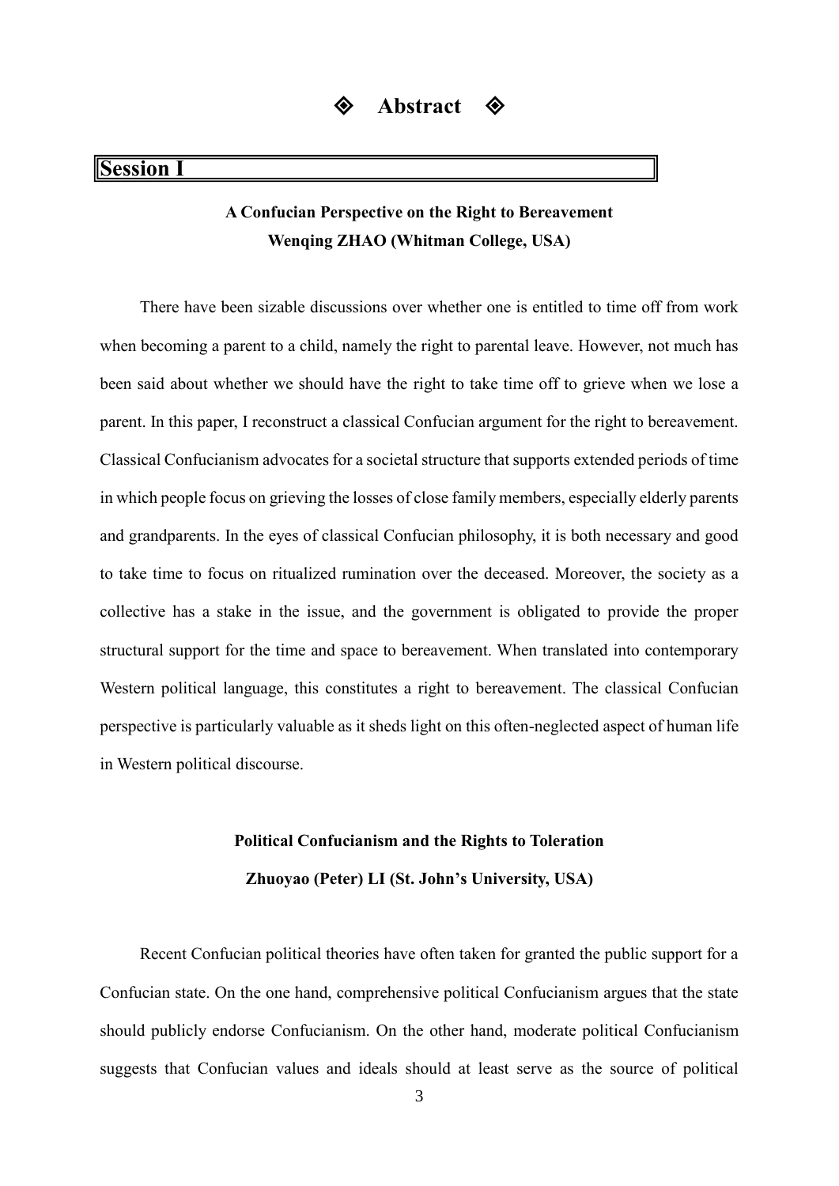# ◈ Abstract ◈

## Session I

### A Confucian Perspective on the Right to Bereavement

**Wenqing ZHAO (Whitman College, USA)**

There have been sizable discussions over whether one is entitled to time off from work when becoming a parent to a child, namely the right to parental leave. However, not much has been said about whether we should have the right to take time off to grieve when we lose a parent. In this paper, I reconstruct a classical Confucian argument for the right to bereavement. Classical Confucianism advocates for a societal structure that supports extended periods of time in which people focus on grieving the losses of close family members, especially elderly parents and grandparents. In the eyes of classical Confucian philosophy, it is both necessary and good to take time to focus on ritualized rumination over the deceased. Moreover, the society as a collective has a stake in the issue, and the government is obligated to provide the proper structural support for the time and space to bereavement. When translated into contemporary Western political language, this constitutes a right to bereavement. The classical Confucian perspective is particularly valuable as it sheds light on this often-neglected aspect of human life in Western political discourse.

### Political Confucianism and the Rights to Toleration

**Zhuoyao (Peter) LI (St. John's University, USA)**

Recent Confucian political theories have often taken for granted the public support for a Confucian state. On the one hand, comprehensive political Confucianism argues that the state should publicly endorse Confucianism. On the other hand, moderate political Confucianism suggests that Confucian values and ideals should at least serve as the source of political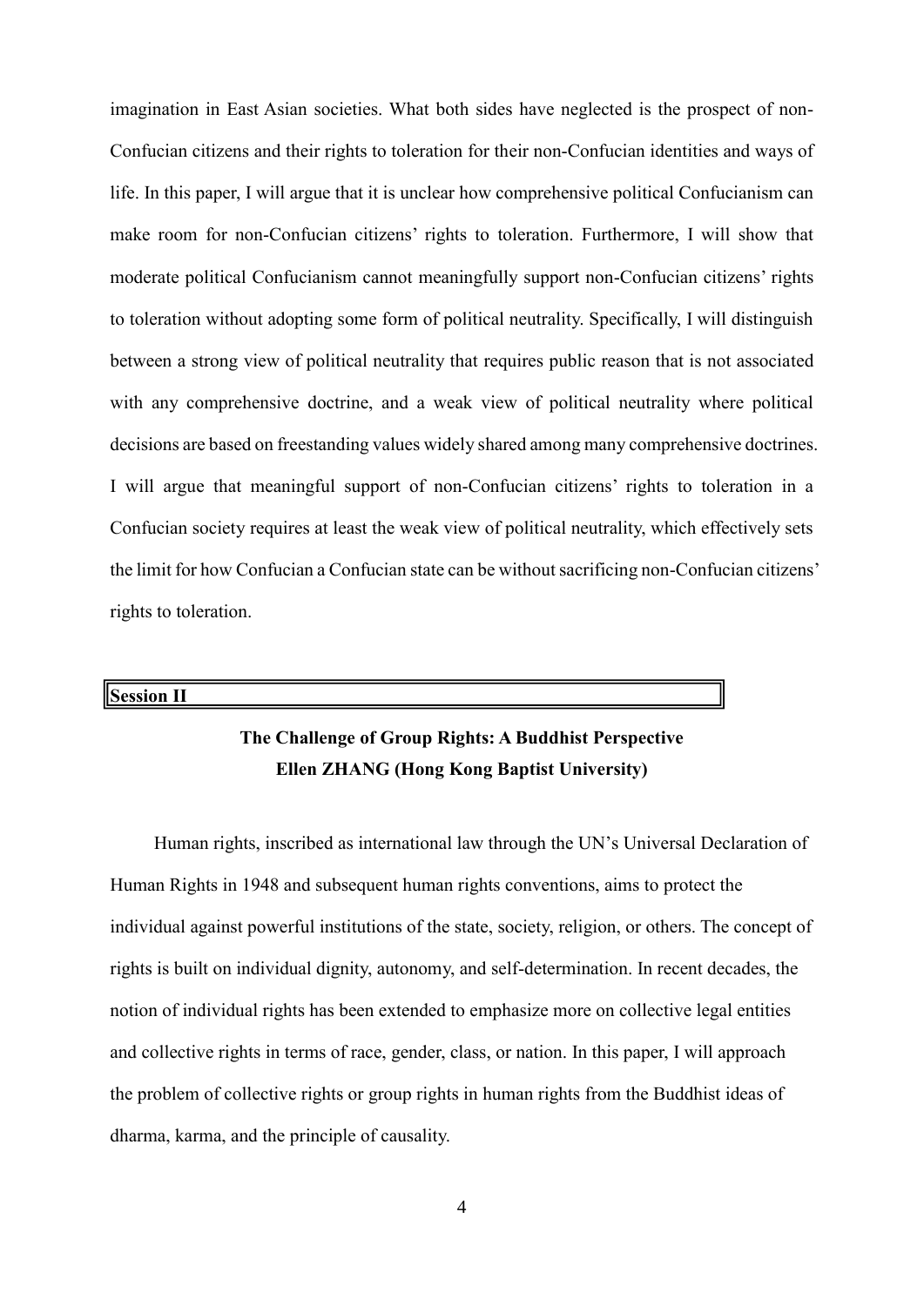imagination in East Asian societies. What both sides have neglected is the prospect of non-Confucian citizens and their rights to toleration for their non-Confucian identities and ways of life. In this paper, I will argue that it is unclear how comprehensive political Confucianism can make room for non-Confucian citizens' rights to toleration. Furthermore, I will show that moderate political Confucianism cannot meaningfully support non-Confucian citizens' rights to toleration without adopting some form of political neutrality. Specifically, I will distinguish between a strong view of political neutrality that requires public reason that is not associated with any comprehensive doctrine, and a weak view of political neutrality where political decisions are based on freestanding values widely shared among many comprehensive doctrines. I will argue that meaningful support of non-Confucian citizens' rights to toleration in a Confucian society requires at least the weak view of political neutrality, which effectively sets the limit for how Confucian a Confucian state can be without sacrificing non-Confucian citizens' rights to toleration.

**Session II**

## The Challenge of Group Rights: A Buddhist Perspective

### Ellen ZHANG (Hong Kong Baptist University)

Human rights, inscribed as international law through the UN's Universal Declaration of Human Rights in 1948 and subsequent human rights conventions, aims to protect the individual against powerful institutions of the state, society, religion, or others. The concept of rights is built on individual dignity, autonomy, and self-determination. In recent decades, the notion of individual rights has been extended to emphasize more on collective legal entities and collective rights in terms of race, gender, class, or nation. In this paper, I will approach the problem of collective rights or group rights in human rights from the Buddhist ideas of dharma, karma, and the principle of causality.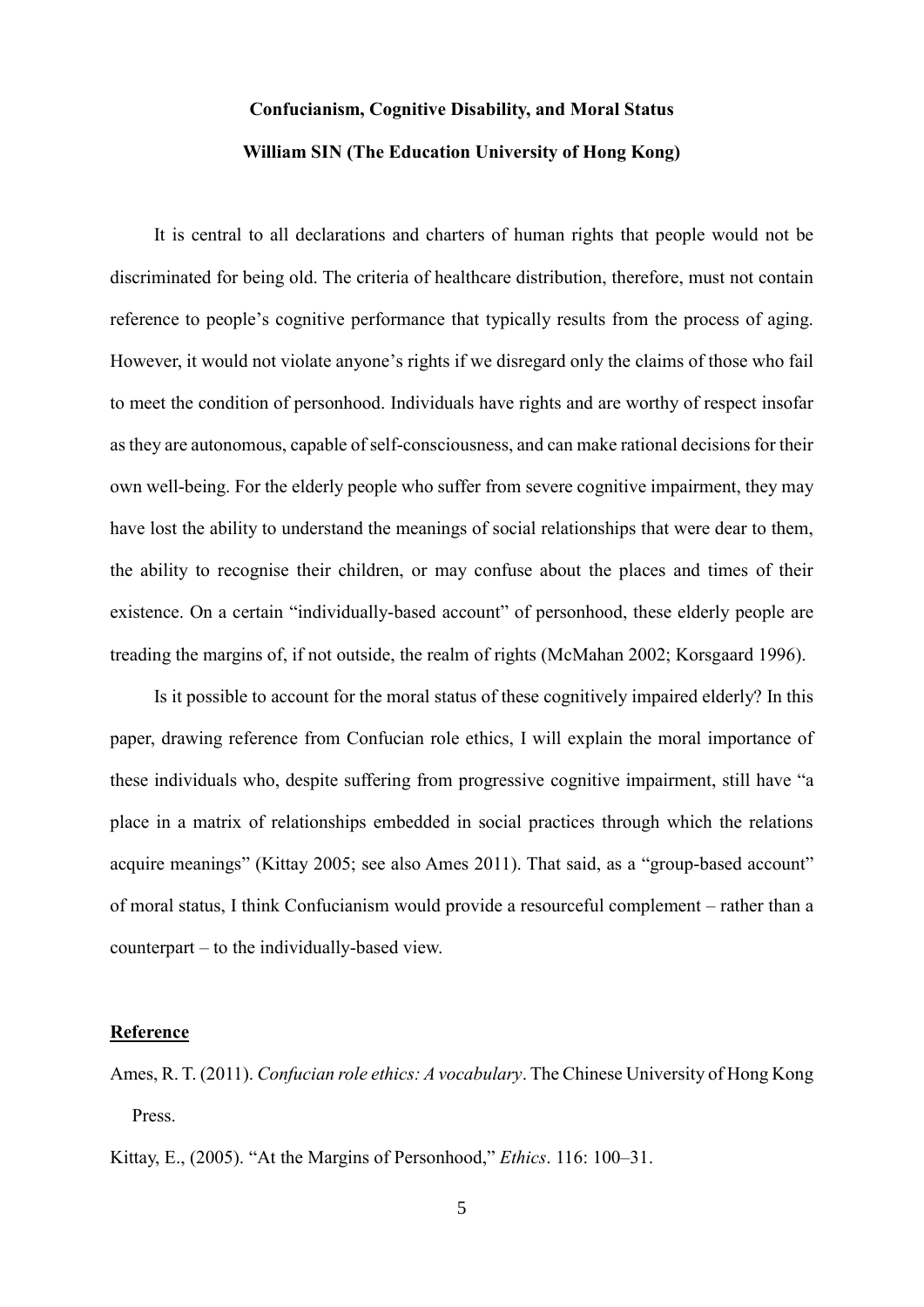**Confucianism, Cognitive Disability, and Moral Status**

**William SIN (The Education University of Hong Kong)**

It is central to all declarations and charters of human rights that people would not be discriminated for being old. The criteria of healthcare distribution, therefore, must not contain reference to people's cognitive performance that typically results from the process of aging. However, it would not violate anyone's rights if we disregard only the claims of those who fail to meet the condition of personhood. Individuals have rights and are worthy of respect insofar as they are autonomous, capable of self-consciousness, and can make rational decisions for their own well-being. For the elderly people who suffer from severe cognitive impairment, they may have lost the ability to understand the meanings of social relationships that were dear to them, the ability to recognise their children, or may confuse about the places and times of their existence. On a certain "individually-based account" of personhood, these elderly people are treading the margins of, if not outside, the realm of rights (McMahan 2002; Korsgaard 1996).

Is it possible to account for the moral status of these cognitively impaired elderly? In this paper, drawing reference from Confucian role ethics, I will explain the moral importance of these individuals who, despite suffering from progressive cognitive impairment, still have "a place in a matrix of relationships embedded in social practices through which the relations acquire meanings" (Kittay 2005; see also Ames 2011). That said, as a "group-based account" of moral status, I think Confucianism would provide a resourceful complement – rather than a counterpart – to the individually-based view.

**Reference**

Ames, R. T. (2011). *Confucian role ethics: A vocabulary*. The Chinese University of Hong Kong Press.

Kittay, E., (2005). "At the Margins of Personhood," *Ethics*. 116: 100–31.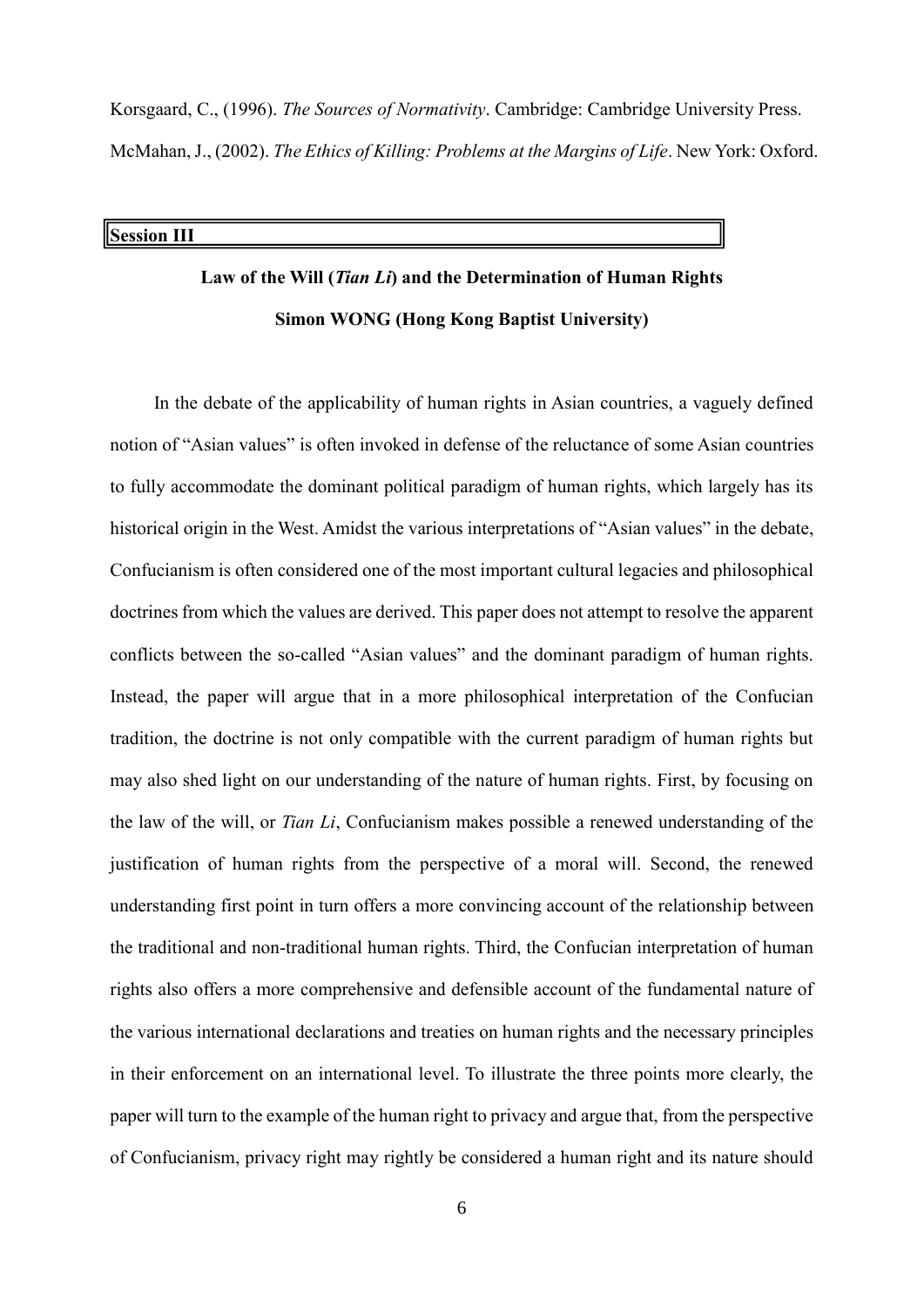Korsgaard, C., (1996). *The Sources of Normativity*. Cambridge: Cambridge University Press.

McMahan, J., (2002). *The Ethics of Killing: Problems at the Margins of Life*. New York: Oxford.

## Session III

### Law of the Will (*Tian Li*) and the Determination of Human Rights

**Simon WONG (Hong Kong Baptist University)**

In the debate of the applicability of human rights in Asian countries, a vaguely defined notion of "Asian values" is often invoked in defense of the reluctance of some Asian countries to fully accommodate the dominant political paradigm of human rights, which largely has its historical origin in the West. Amidst the various interpretations of "Asian values" in the debate, Confucianism is often considered one of the most important cultural legacies and philosophical doctrines from which the values are derived. This paper does not attempt to resolve the apparent conflicts between the so-called "Asian values" and the dominant paradigm of human rights. Instead, the paper will argue that in a more philosophical interpretation of the Confucian tradition, the doctrine is not only compatible with the current paradigm of human rights but may also shed light on our understanding of the nature of human rights. First, by focusing on the law of the will, or *Tian Li*, Confucianism makes possible a renewed understanding of the justification of human rights from the perspective of a moral will. Second, the renewed understanding first point in turn offers a more convincing account of the relationship between the traditional and non-traditional human rights. Third, the Confucian interpretation of human rights also offers a more comprehensive and defensible account of the fundamental nature of the various international declarations and treaties on human rights and the necessary principles in their enforcement on an international level. To illustrate the three points more clearly, the paper will turn to the example of the human right to privacy and argue that, from the perspective of Confucianism, privacy right may rightly be considered a human right and its nature should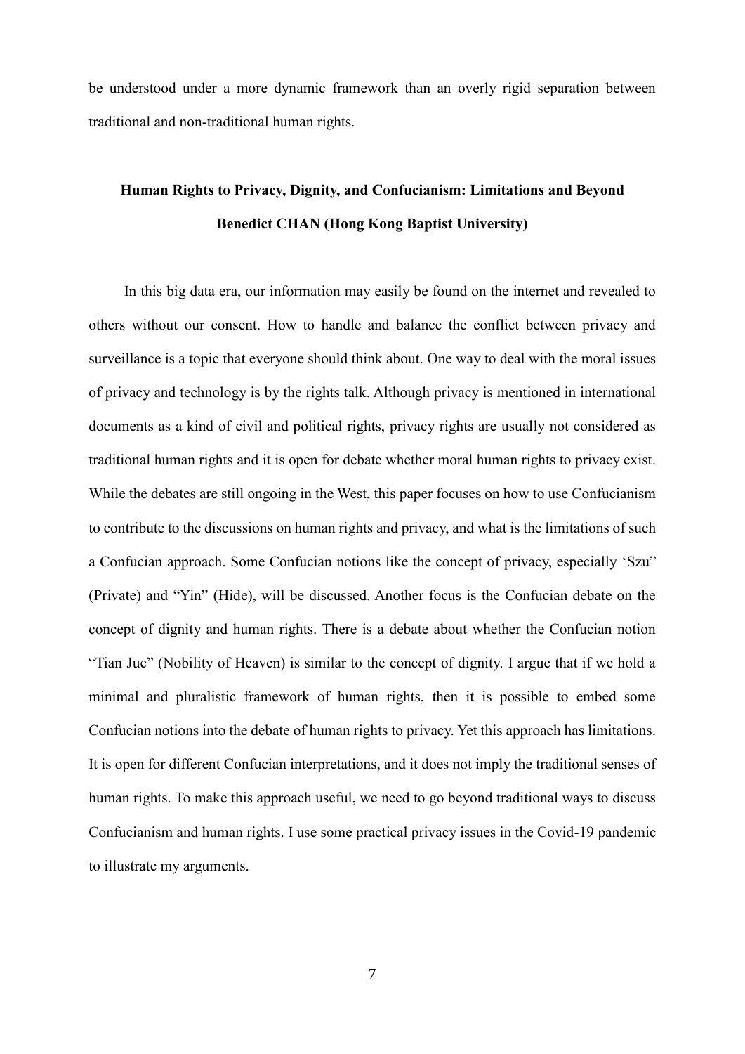be understood under a more dynamic framework than an overly rigid separation between traditional and non-traditional human rights.

## Human Rights to Privacy, Dignity, and Confucianism: Limitations and Beyond

**Benedict CHAN (Hong Kong Baptist University)**

In this big data era, our information may easily be found on the internet and revealed to others without our consent. How to handle and balance the conflict between privacy and surveillance is a topic that everyone should think about. One way to deal with the moral issues of privacy and technology is by the rights talk. Although privacy is mentioned in international documents as a kind of civil and political rights, privacy rights are usually not considered as traditional human rights and it is open for debate whether moral human rights to privacy exist. While the debates are still ongoing in the West, this paper focuses on how to use Confucianism to contribute to the discussions on human rights and privacy, and what is the limitations of such a Confucian approach. Some Confucian notions like the concept of privacy, especially 'Szu" (Private) and "Yin" (Hide), will be discussed. Another focus is the Confucian debate on the concept of dignity and human rights. There is a debate about whether the Confucian notion "Tian Jue" (Nobility of Heaven) is similar to the concept of dignity. I argue that if we hold a minimal and pluralistic framework of human rights, then it is possible to embed some Confucian notions into the debate of human rights to privacy. Yet this approach has limitations. It is open for different Confucian interpretations, and it does not imply the traditional senses of human rights. To make this approach useful, we need to go beyond traditional ways to discuss Confucianism and human rights. I use some practical privacy issues in the Covid-19 pandemic to illustrate my arguments.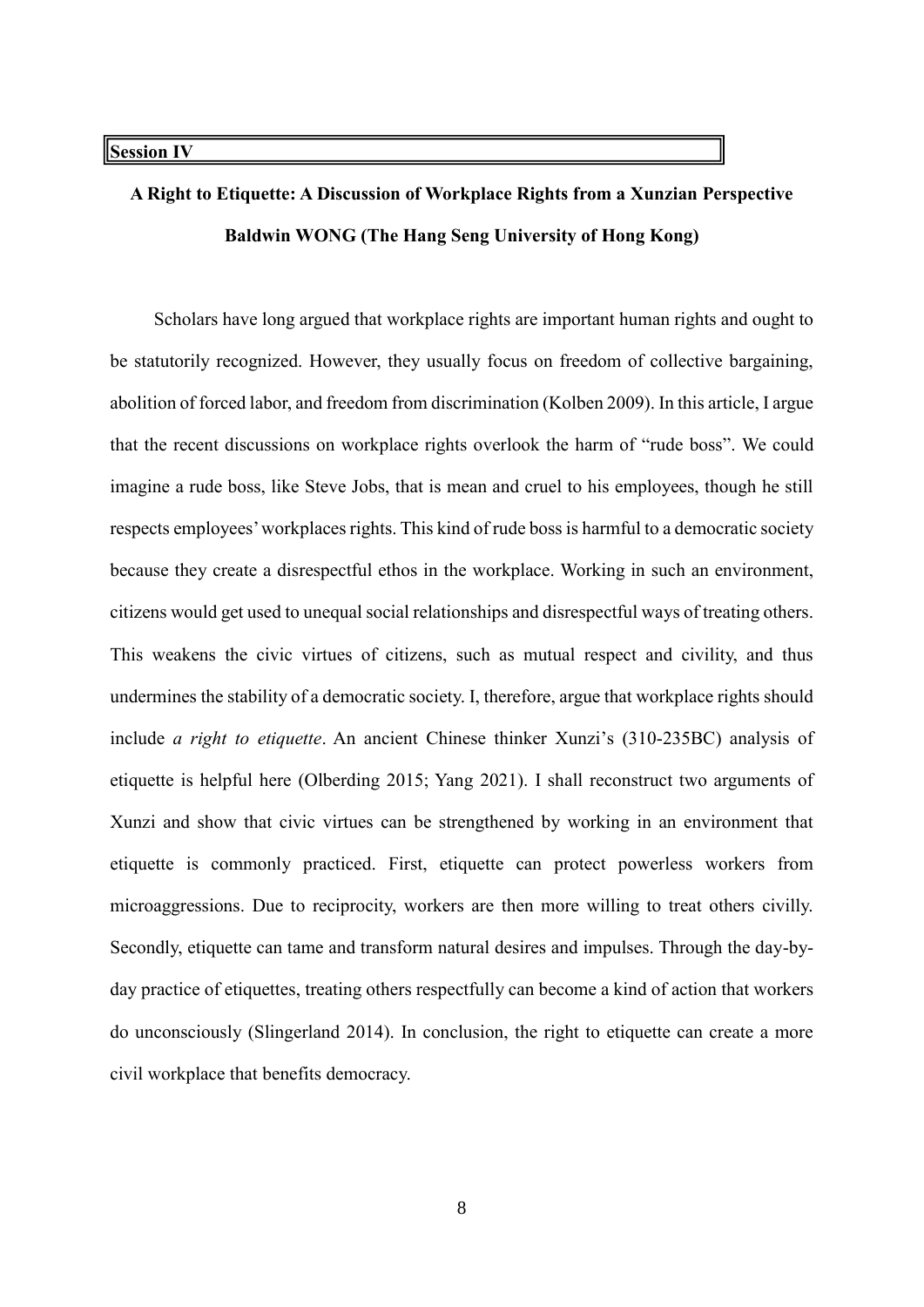**Session IV**

## A Right to Etiquette: A Discussion of Workplace Rights from a Xunzian Perspective

**Baldwin WONG (The Hang Seng University of Hong Kong)**

Scholars have long argued that workplace rights are important human rights and ought to be statutorily recognized. However, they usually focus on freedom of collective bargaining, abolition of forced labor, and freedom from discrimination (Kolben 2009). In this article, I argue that the recent discussions on workplace rights overlook the harm of "rude boss". We could imagine a rude boss, like Steve Jobs, that is mean and cruel to his employees, though he still respects employees' workplaces rights. This kind of rude boss is harmful to a democratic society because they create a disrespectful ethos in the workplace. Working in such an environment, citizens would get used to unequal social relationships and disrespectful ways of treating others. This weakens the civic virtues of citizens, such as mutual respect and civility, and thus undermines the stability of a democratic society. I, therefore, argue that workplace rights should include *a right to etiquette*. An ancient Chinese thinker Xunzi's (310-235BC) analysis of etiquette is helpful here (Olberding 2015; Yang 2021). I shall reconstruct two arguments of Xunzi and show that civic virtues can be strengthened by working in an environment that etiquette is commonly practiced. First, etiquette can protect powerless workers from microaggressions. Due to reciprocity, workers are then more willing to treat others civilly. Secondly, etiquette can tame and transform natural desires and impulses. Through the day-by-day practice of etiquettes, treating others respectfully can become a kind of action that workers do unconsciously (Slingerland 2014). In conclusion, the right to etiquette can create a more civil workplace that benefits democracy.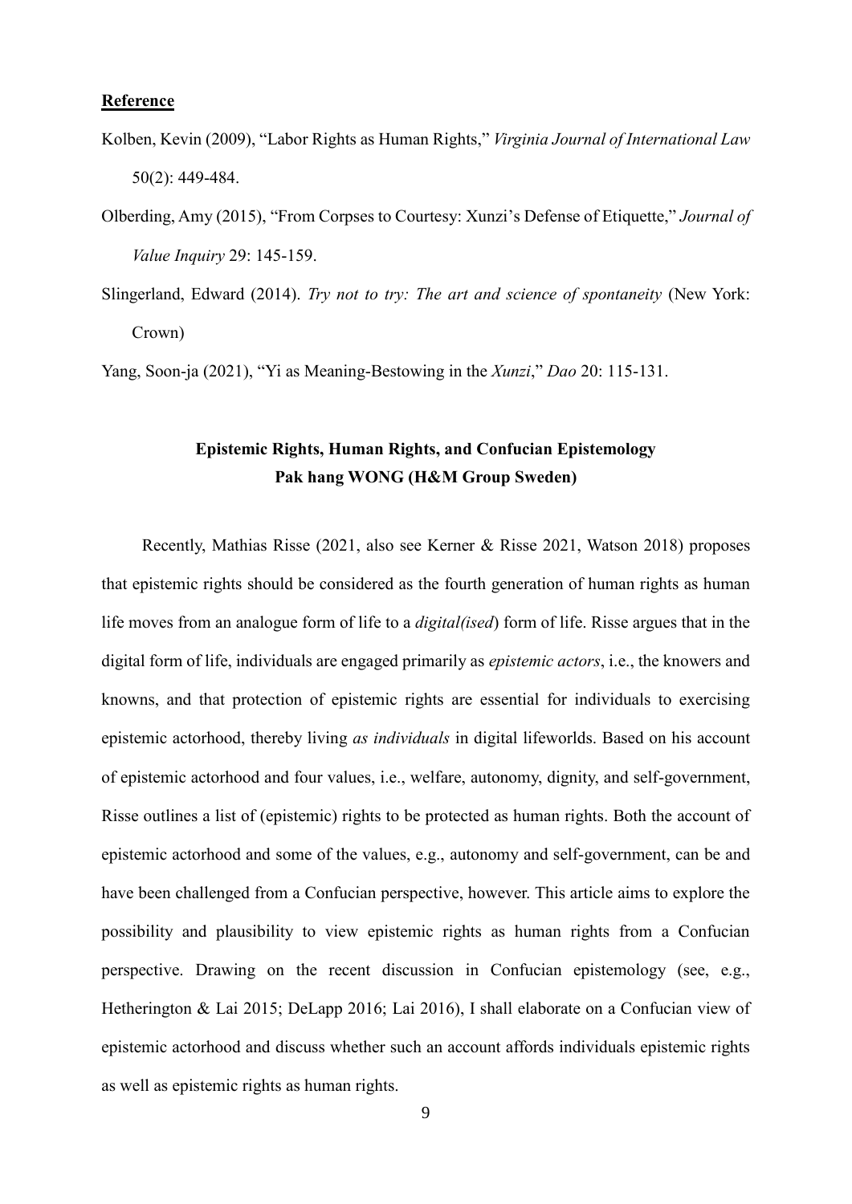## Reference

Kolben, Kevin (2009), "Labor Rights as Human Rights," *Virginia Journal of International Law* 50(2): 449-484.

Olberding, Amy (2015), "From Corpses to Courtesy: Xunzi's Defense of Etiquette," *Journal of Value Inquiry* 29: 145-159.

Slingerland, Edward (2014). *Try not to try: The art and science of spontaneity* (New York: Crown)

Yang, Soon-ja (2021), "Yi as Meaning-Bestowing in the *Xunzi*," *Dao* 20: 115-131.

## Epistemic Rights, Human Rights, and Confucian Epistemology

**Pak hang WONG (H&M Group Sweden)**

Recently, Mathias Risse (2021, also see Kerner & Risse 2021, Watson 2018) proposes that epistemic rights should be considered as the fourth generation of human rights as human life moves from an analogue form of life to a *digital(ised)* form of life. Risse argues that in the digital form of life, individuals are engaged primarily as *epistemic actors*, i.e., the knowers and knowns, and that protection of epistemic rights are essential for individuals to exercising epistemic actorhood, thereby living *as individuals* in digital lifeworlds. Based on his account of epistemic actorhood and four values, i.e., welfare, autonomy, dignity, and self-government, Risse outlines a list of (epistemic) rights to be protected as human rights. Both the account of epistemic actorhood and some of the values, e.g., autonomy and self-government, can be and have been challenged from a Confucian perspective, however. This article aims to explore the possibility and plausibility to view epistemic rights as human rights from a Confucian perspective. Drawing on the recent discussion in Confucian epistemology (see, e.g., Hetherington & Lai 2015; DeLapp 2016; Lai 2016), I shall elaborate on a Confucian view of epistemic actorhood and discuss whether such an account affords individuals epistemic rights as well as epistemic rights as human rights.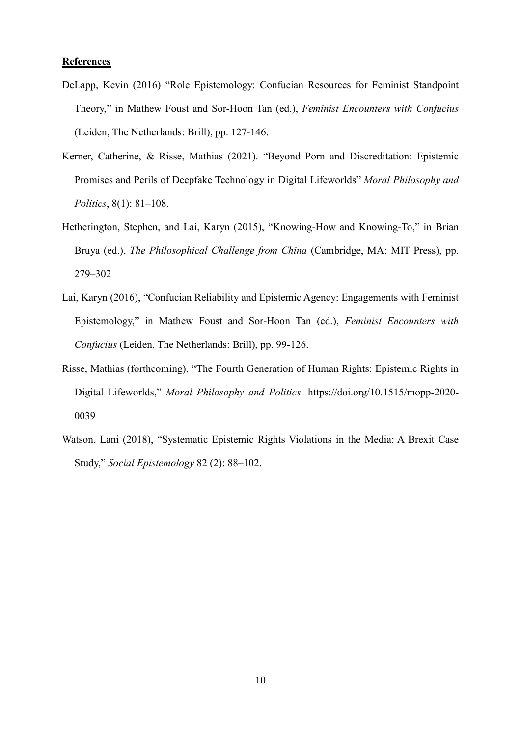**References**

DeLapp, Kevin (2016) "Role Epistemology: Confucian Resources for Feminist Standpoint Theory," in Mathew Foust and Sor-Hoon Tan (ed.), *Feminist Encounters with Confucius* (Leiden, The Netherlands: Brill), pp. 127-146.

Kerner, Catherine, & Risse, Mathias (2021). "Beyond Porn and Discreditation: Epistemic Promises and Perils of Deepfake Technology in Digital Lifeworlds" *Moral Philosophy and Politics*, 8(1): 81–108.

Hetherington, Stephen, and Lai, Karyn (2015), "Knowing-How and Knowing-To," in Brian Bruya (ed.), *The Philosophical Challenge from China* (Cambridge, MA: MIT Press), pp. 279–302

Lai, Karyn (2016), "Confucian Reliability and Epistemic Agency: Engagements with Feminist Epistemology," in Mathew Foust and Sor-Hoon Tan (ed.), *Feminist Encounters with Confucius* (Leiden, The Netherlands: Brill), pp. 99-126.

Risse, Mathias (forthcoming), "The Fourth Generation of Human Rights: Epistemic Rights in Digital Lifeworlds," *Moral Philosophy and Politics*. https://doi.org/10.1515/mopp-2020-0039

Watson, Lani (2018), "Systematic Epistemic Rights Violations in the Media: A Brexit Case Study," *Social Epistemology* 82 (2): 88–102.